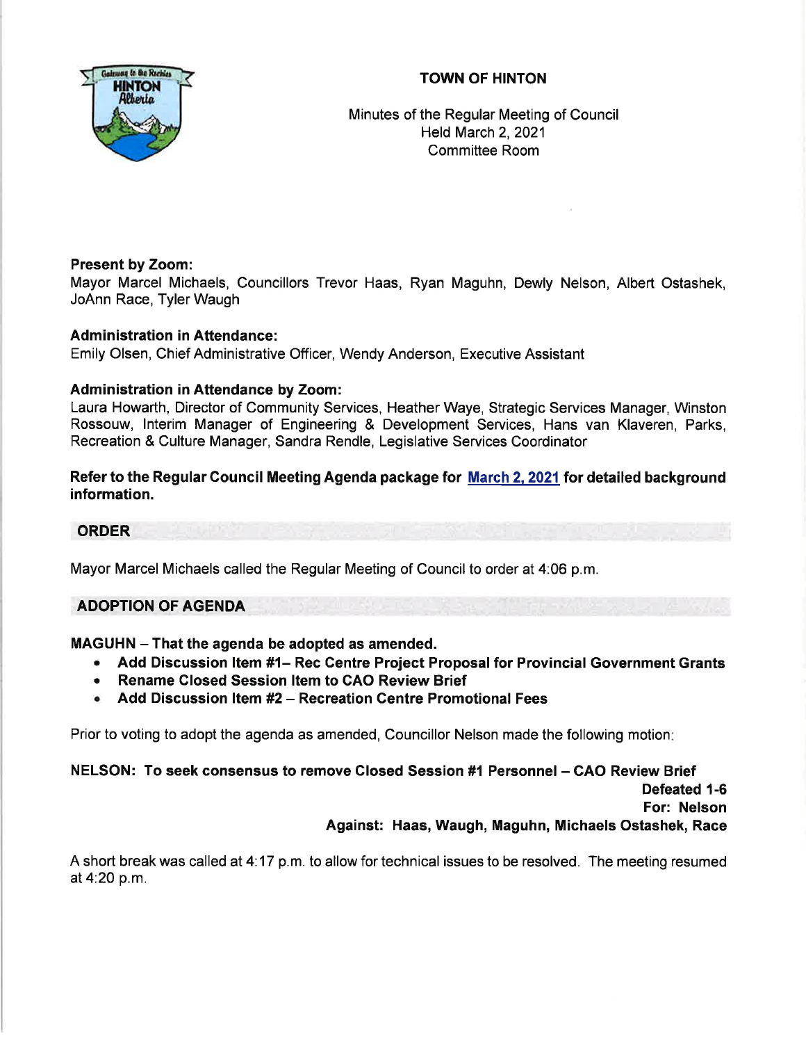# TOWN OF HINTON

Minutes of the Regular Meeting of Council
Held March 2, 2021
Committee Room

**Present by Zoom:**
Mayor Marcel Michaels, Councillors Trevor Haas, Ryan Maguhn, Dewly Nelson, Albert Ostashek, JoAnn Race, Tyler Waugh

**Administration in Attendance:**
Emily Olsen, Chief Administrative Officer, Wendy Anderson, Executive Assistant

**Administration in Attendance by Zoom:**
Laura Howarth, Director of Community Services, Heather Waye, Strategic Services Manager, Winston Rossouw, Interim Manager of Engineering & Development Services, Hans van Klaveren, Parks, Recreation & Culture Manager, Sandra Rendle, Legislative Services Coordinator

**Refer to the Regular Council Meeting Agenda package for March 2, 2021 for detailed background information.**

## ORDER

Mayor Marcel Michaels called the Regular Meeting of Council to order at 4:06 p.m.

## ADOPTION OF AGENDA

**MAGUHN – That the agenda be adopted as amended.**

- **Add Discussion Item #1– Rec Centre Project Proposal for Provincial Government Grants**
- **Rename Closed Session Item to CAO Review Brief**
- **Add Discussion Item #2 – Recreation Centre Promotional Fees**

Prior to voting to adopt the agenda as amended, Councillor Nelson made the following motion:

**NELSON: To seek consensus to remove Closed Session #1 Personnel – CAO Review Brief**

**Defeated 1-6**
**For: Nelson**
**Against: Haas, Waugh, Maguhn, Michaels Ostashek, Race**

A short break was called at 4:17 p.m. to allow for technical issues to be resolved. The meeting resumed at 4:20 p.m.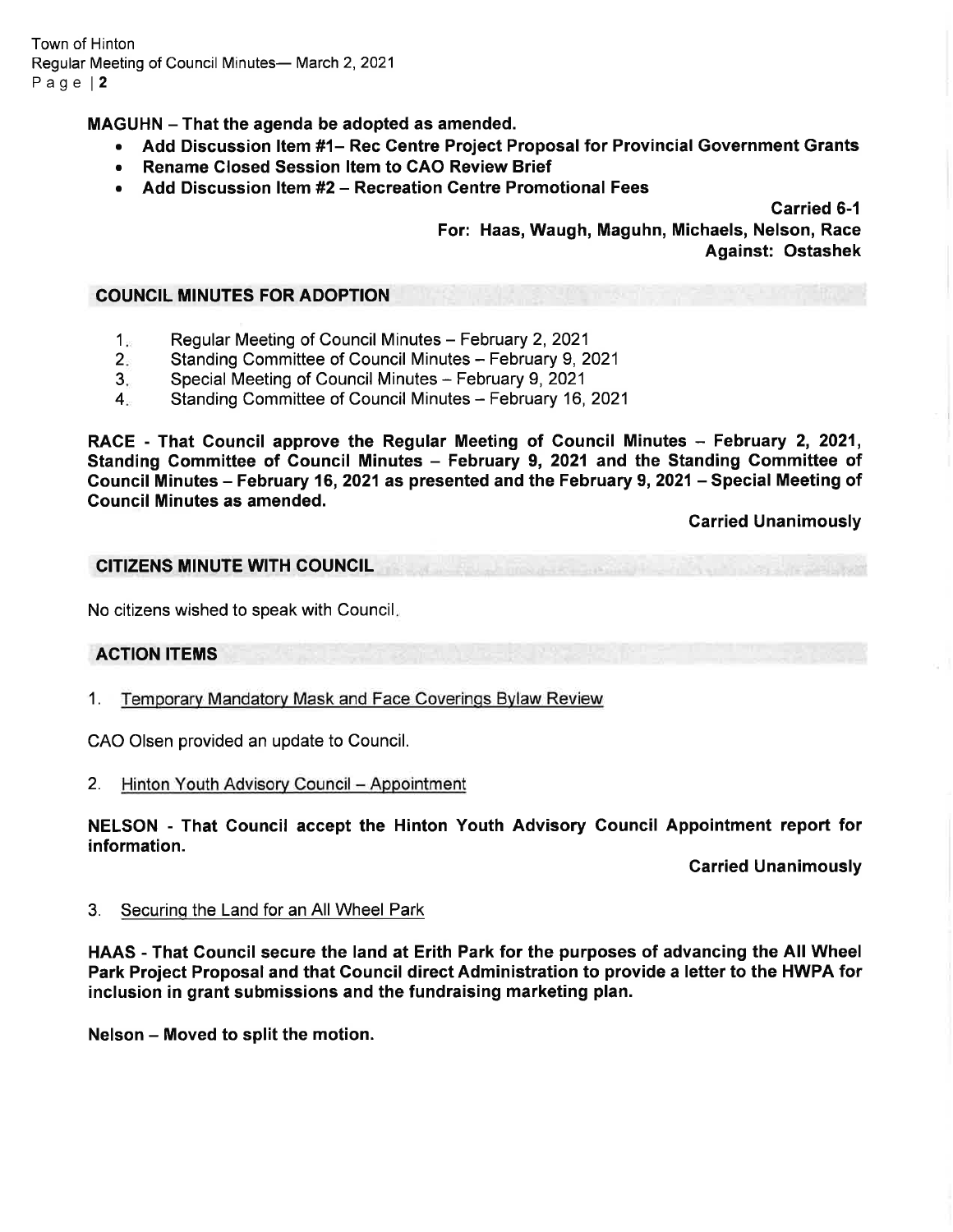**MAGUHN – That the agenda be adopted as amended.**

- **Add Discussion Item #1– Rec Centre Project Proposal for Provincial Government Grants**
- **Rename Closed Session Item to CAO Review Brief**
- **Add Discussion Item #2 – Recreation Centre Promotional Fees**

**Carried 6-1**
**For: Haas, Waugh, Maguhn, Michaels, Nelson, Race**
**Against: Ostashek**

## COUNCIL MINUTES FOR ADOPTION

1. Regular Meeting of Council Minutes – February 2, 2021
2. Standing Committee of Council Minutes – February 9, 2021
3. Special Meeting of Council Minutes – February 9, 2021
4. Standing Committee of Council Minutes – February 16, 2021

**RACE - That Council approve the Regular Meeting of Council Minutes – February 2, 2021, Standing Committee of Council Minutes – February 9, 2021 and the Standing Committee of Council Minutes – February 16, 2021 as presented and the February 9, 2021 – Special Meeting of Council Minutes as amended.**

**Carried Unanimously**

## CITIZENS MINUTE WITH COUNCIL

No citizens wished to speak with Council.

## ACTION ITEMS

1. Temporary Mandatory Mask and Face Coverings Bylaw Review

CAO Olsen provided an update to Council.

2. Hinton Youth Advisory Council – Appointment

**NELSON - That Council accept the Hinton Youth Advisory Council Appointment report for information.**

**Carried Unanimously**

3. Securing the Land for an All Wheel Park

**HAAS - That Council secure the land at Erith Park for the purposes of advancing the All Wheel Park Project Proposal and that Council direct Administration to provide a letter to the HWPA for inclusion in grant submissions and the fundraising marketing plan.**

**Nelson – Moved to split the motion.**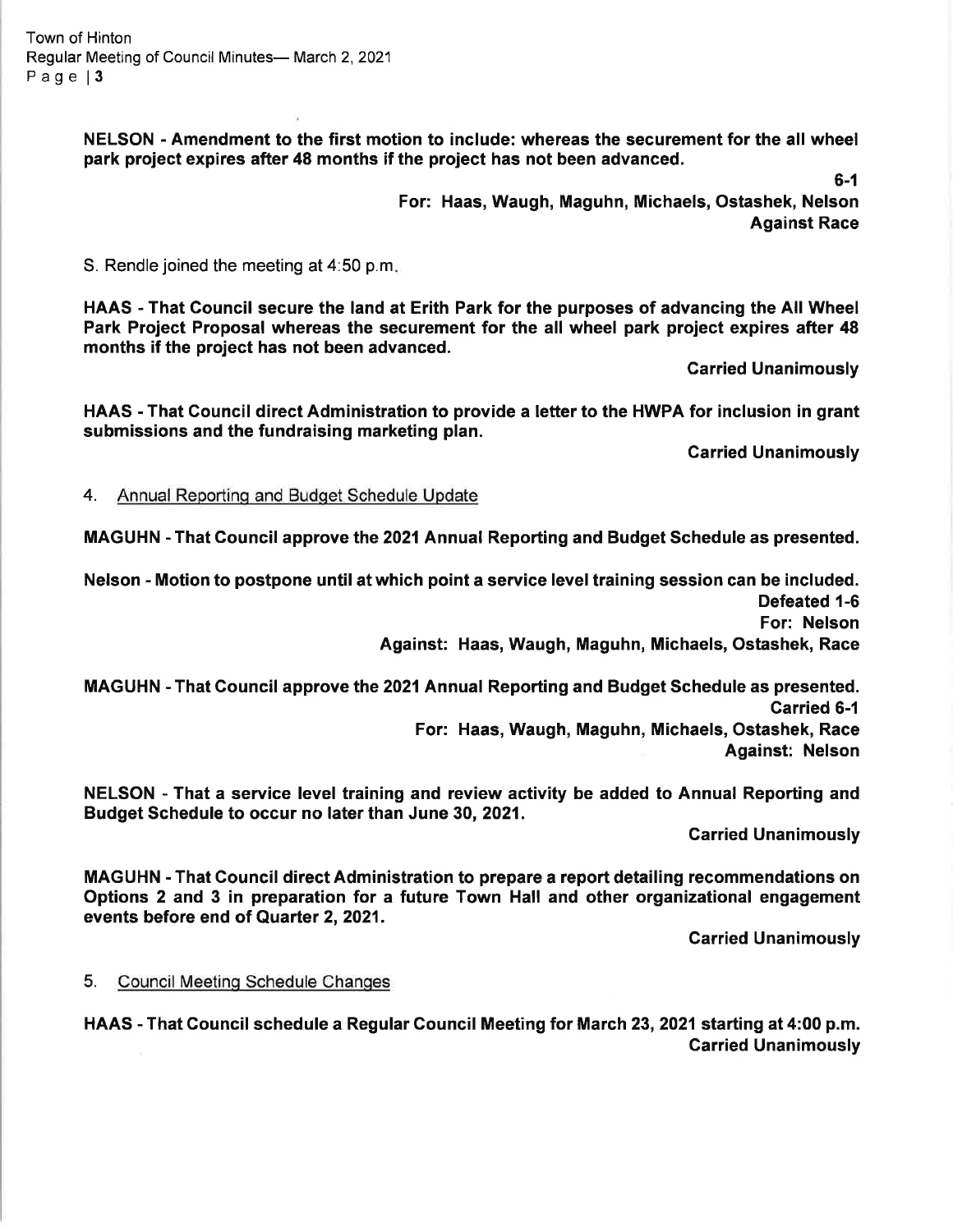**NELSON - Amendment to the first motion to include: whereas the securement for the all wheel park project expires after 48 months if the project has not been advanced.**

**6-1**
**For: Haas, Waugh, Maguhn, Michaels, Ostashek, Nelson**
**Against Race**

S. Rendle joined the meeting at 4:50 p.m.

**HAAS - That Council secure the land at Erith Park for the purposes of advancing the All Wheel Park Project Proposal whereas the securement for the all wheel park project expires after 48 months if the project has not been advanced.**

**Carried Unanimously**

**HAAS - That Council direct Administration to provide a letter to the HWPA for inclusion in grant submissions and the fundraising marketing plan.**

**Carried Unanimously**

4. Annual Reporting and Budget Schedule Update

**MAGUHN - That Council approve the 2021 Annual Reporting and Budget Schedule as presented.**

**Nelson - Motion to postpone until at which point a service level training session can be included.**
**Defeated 1-6**
**For: Nelson**
**Against: Haas, Waugh, Maguhn, Michaels, Ostashek, Race**

**MAGUHN - That Council approve the 2021 Annual Reporting and Budget Schedule as presented.**
**Carried 6-1**
**For: Haas, Waugh, Maguhn, Michaels, Ostashek, Race**
**Against: Nelson**

**NELSON - That a service level training and review activity be added to Annual Reporting and Budget Schedule to occur no later than June 30, 2021.**

**Carried Unanimously**

**MAGUHN - That Council direct Administration to prepare a report detailing recommendations on Options 2 and 3 in preparation for a future Town Hall and other organizational engagement events before end of Quarter 2, 2021.**

**Carried Unanimously**

5. Council Meeting Schedule Changes

**HAAS - That Council schedule a Regular Council Meeting for March 23, 2021 starting at 4:00 p.m.**
**Carried Unanimously**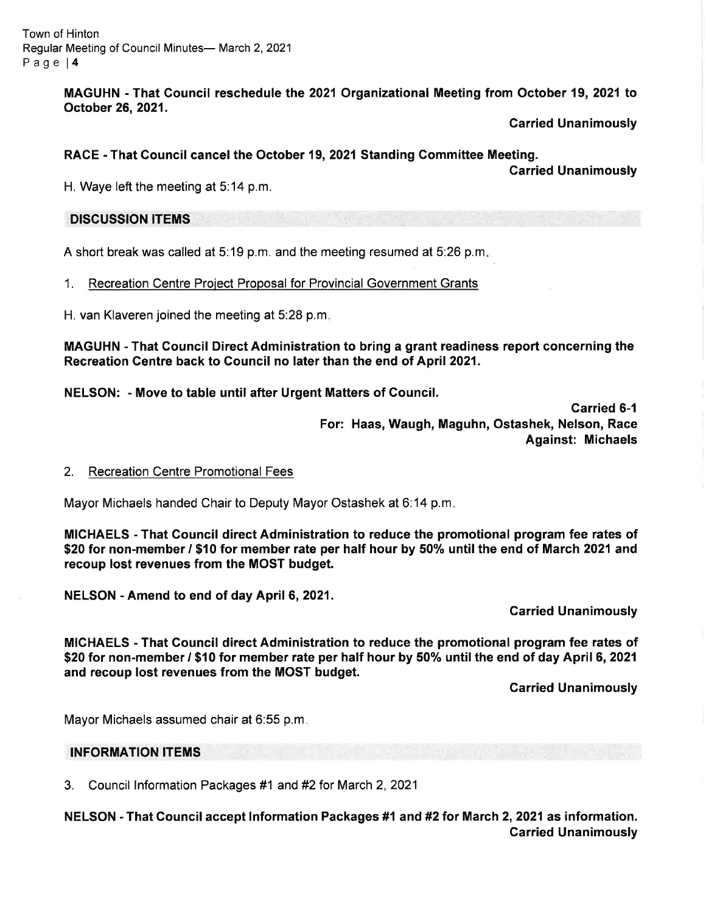**MAGUHN - That Council reschedule the 2021 Organizational Meeting from October 19, 2021 to October 26, 2021.**

**Carried Unanimously**

**RACE - That Council cancel the October 19, 2021 Standing Committee Meeting.**

**Carried Unanimously**

H. Waye left the meeting at 5:14 p.m.

## DISCUSSION ITEMS

A short break was called at 5:19 p.m. and the meeting resumed at 5:26 p.m.

1. Recreation Centre Project Proposal for Provincial Government Grants

H. van Klaveren joined the meeting at 5:28 p.m.

**MAGUHN - That Council Direct Administration to bring a grant readiness report concerning the Recreation Centre back to Council no later than the end of April 2021.**

**NELSON: - Move to table until after Urgent Matters of Council.**

**Carried 6-1**
**For: Haas, Waugh, Maguhn, Ostashek, Nelson, Race**
**Against: Michaels**

2. Recreation Centre Promotional Fees

Mayor Michaels handed Chair to Deputy Mayor Ostashek at 6:14 p.m.

**MICHAELS - That Council direct Administration to reduce the promotional program fee rates of $20 for non-member / $10 for member rate per half hour by 50% until the end of March 2021 and recoup lost revenues from the MOST budget.**

**NELSON - Amend to end of day April 6, 2021.**

**Carried Unanimously**

**MICHAELS - That Council direct Administration to reduce the promotional program fee rates of $20 for non-member / $10 for member rate per half hour by 50% until the end of day April 6, 2021 and recoup lost revenues from the MOST budget.**

**Carried Unanimously**

Mayor Michaels assumed chair at 6:55 p.m.

## INFORMATION ITEMS

3. Council Information Packages #1 and #2 for March 2, 2021

**NELSON - That Council accept Information Packages #1 and #2 for March 2, 2021 as information.**

**Carried Unanimously**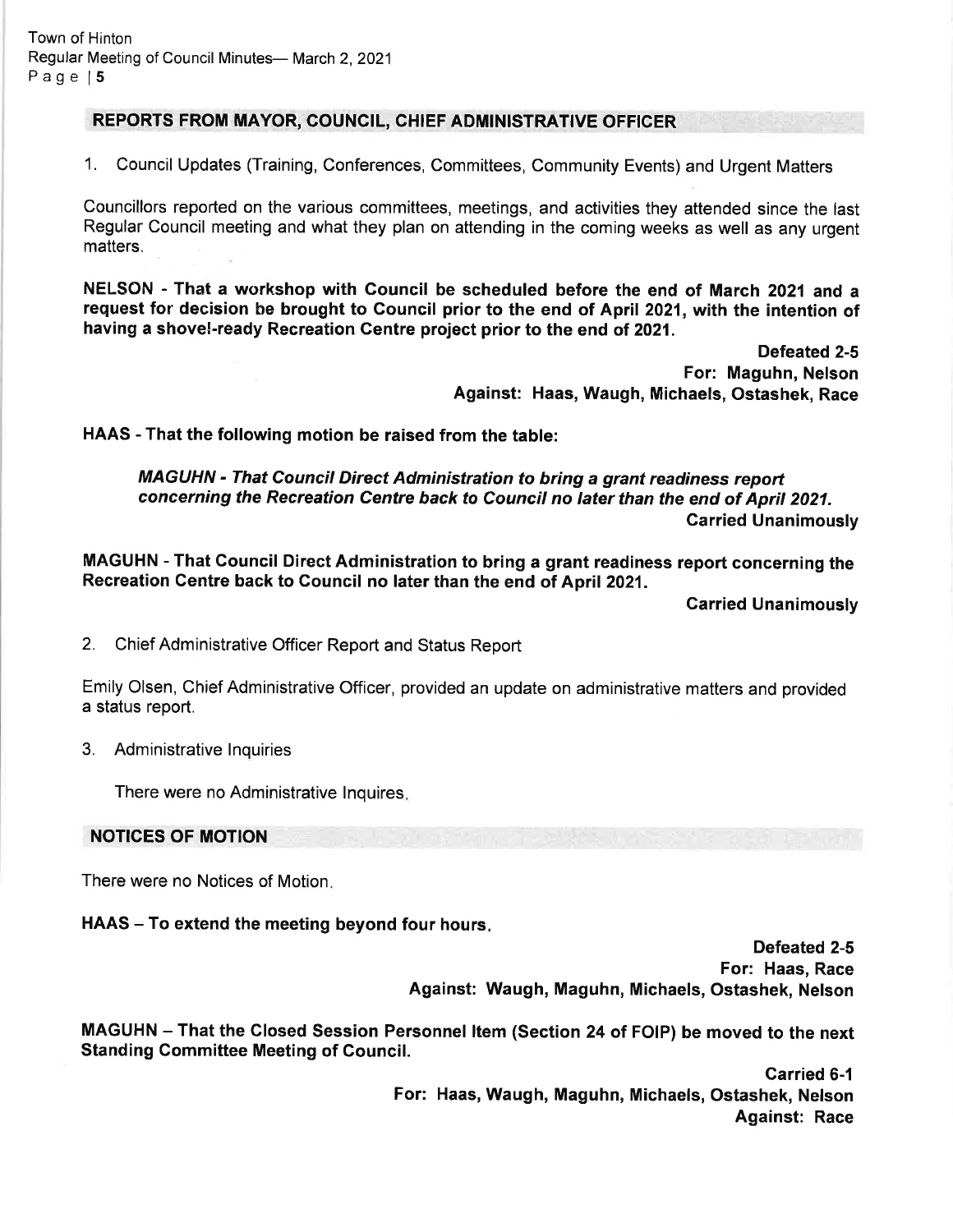## REPORTS FROM MAYOR, COUNCIL, CHIEF ADMINISTRATIVE OFFICER

1. Council Updates (Training, Conferences, Committees, Community Events) and Urgent Matters

Councillors reported on the various committees, meetings, and activities they attended since the last Regular Council meeting and what they plan on attending in the coming weeks as well as any urgent matters.

**NELSON - That a workshop with Council be scheduled before the end of March 2021 and a request for decision be brought to Council prior to the end of April 2021, with the intention of having a shovel-ready Recreation Centre project prior to the end of 2021.**

**Defeated 2-5**
**For: Maguhn, Nelson**
**Against: Haas, Waugh, Michaels, Ostashek, Race**

**HAAS - That the following motion be raised from the table:**

> ***MAGUHN - That Council Direct Administration to bring a grant readiness report concerning the Recreation Centre back to Council no later than the end of April 2021.***
> **Carried Unanimously**

**MAGUHN - That Council Direct Administration to bring a grant readiness report concerning the Recreation Centre back to Council no later than the end of April 2021.**

**Carried Unanimously**

2. Chief Administrative Officer Report and Status Report

Emily Olsen, Chief Administrative Officer, provided an update on administrative matters and provided a status report.

3. Administrative Inquiries

There were no Administrative Inquires.

## NOTICES OF MOTION

There were no Notices of Motion.

**HAAS – To extend the meeting beyond four hours.**

**Defeated 2-5**
**For: Haas, Race**
**Against: Waugh, Maguhn, Michaels, Ostashek, Nelson**

**MAGUHN – That the Closed Session Personnel Item (Section 24 of FOIP) be moved to the next Standing Committee Meeting of Council.**

**Carried 6-1**
**For: Haas, Waugh, Maguhn, Michaels, Ostashek, Nelson**
**Against: Race**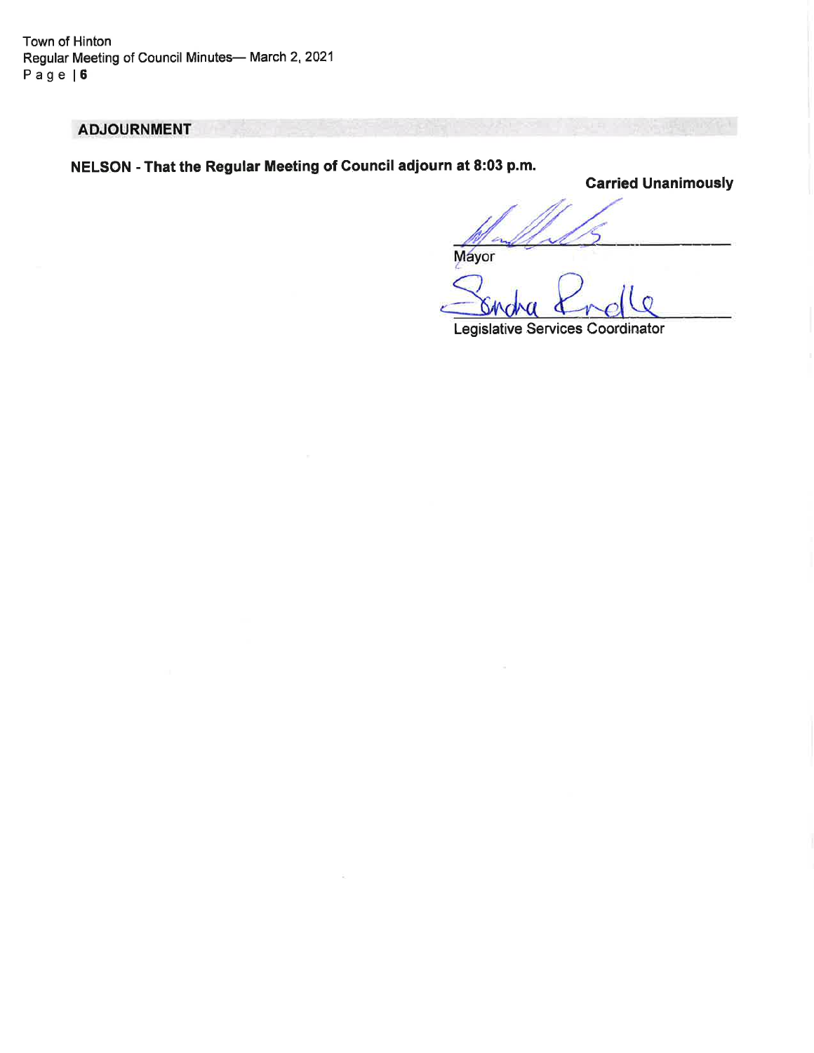## ADJOURNMENT

**NELSON - That the Regular Meeting of Council adjourn at 8:03 p.m.**

**Carried Unanimously**

Mayor

Legislative Services Coordinator